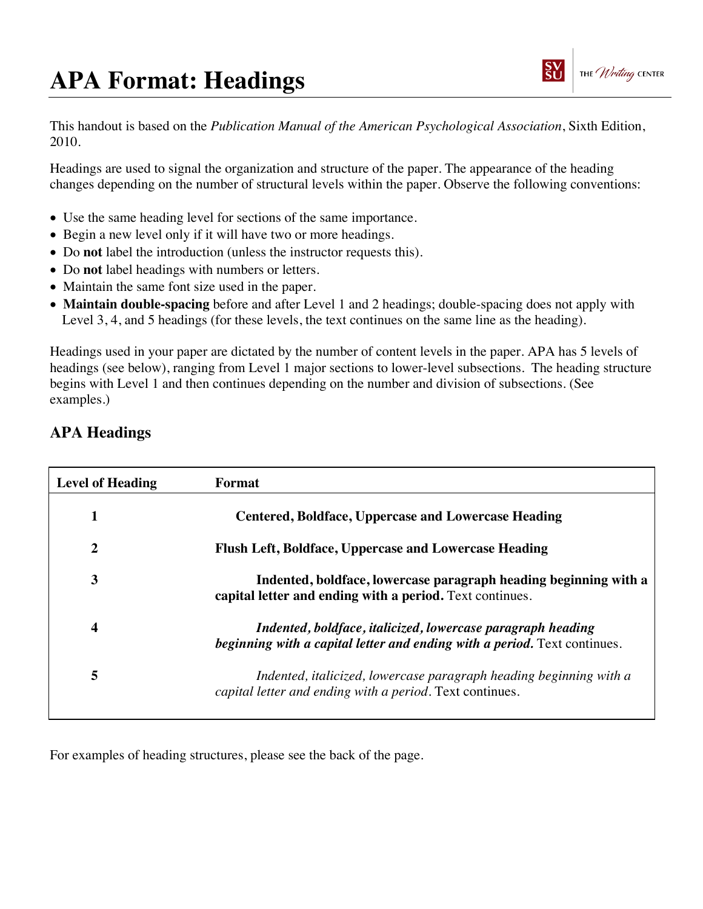# APA Format: Headings

This handout is based on the *Publication Manual of the American Psychological Association*, Sixth Edition, 2010.

Headings are used to signal the organization and structure of the paper. The appearance of the heading changes depending on the number of structural levels within the paper. Observe the following conventions:

- Use the same heading level for sections of the same importance.
- Begin a new level only if it will have two or more headings.
- Do **not** label the introduction (unless the instructor requests this).
- Do **not** label headings with numbers or letters.
- Maintain the same font size used in the paper.
- **Maintain double-spacing** before and after Level 1 and 2 headings; double-spacing does not apply with Level 3, 4, and 5 headings (for these levels, the text continues on the same line as the heading).

Headings used in your paper are dictated by the number of content levels in the paper. APA has 5 levels of headings (see below), ranging from Level 1 major sections to lower-level subsections. The heading structure begins with Level 1 and then continues depending on the number and division of subsections. (See examples.)

## APA Headings

| Level of Heading | Format |
|---|---|
| 1 | **Centered, Boldface, Uppercase and Lowercase Heading** |
| 2 | **Flush Left, Boldface, Uppercase and Lowercase Heading** |
| 3 | **Indented, boldface, lowercase paragraph heading beginning with a capital letter and ending with a period.** Text continues. |
| 4 | ***Indented, boldface, italicized, lowercase paragraph heading beginning with a capital letter and ending with a period.*** Text continues. |
| 5 | *Indented, italicized, lowercase paragraph heading beginning with a capital letter and ending with a period.* Text continues. |

For examples of heading structures, please see the back of the page.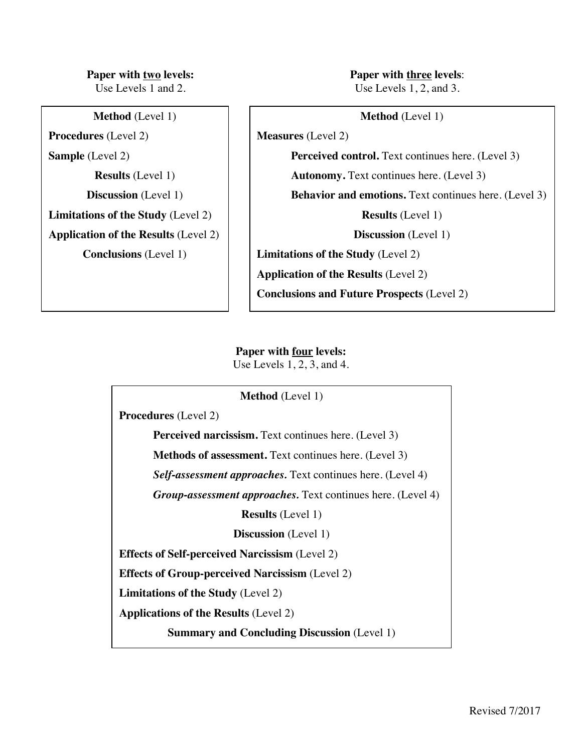**Paper with <u>two</u> levels:**
Use Levels 1 and 2.

**Method** (Level 1)

**Procedures** (Level 2)

**Sample** (Level 2)

**Results** (Level 1)

**Discussion** (Level 1)

**Limitations of the Study** (Level 2)

**Application of the Results** (Level 2)

**Conclusions** (Level 1)

**Paper with <u>three</u> levels**:
Use Levels 1, 2, and 3.

**Method** (Level 1)

**Measures** (Level 2)

**Perceived control.** Text continues here. (Level 3)

**Autonomy.** Text continues here. (Level 3)

**Behavior and emotions.** Text continues here. (Level 3)

**Results** (Level 1)

**Discussion** (Level 1)

**Limitations of the Study** (Level 2)

**Application of the Results** (Level 2)

**Conclusions and Future Prospects** (Level 2)

**Paper with <u>four</u> levels:**
Use Levels 1, 2, 3, and 4.

**Method** (Level 1)

**Procedures** (Level 2)

**Perceived narcissism.** Text continues here. (Level 3)

**Methods of assessment.** Text continues here. (Level 3)

***Self-assessment approaches.*** Text continues here. (Level 4)

***Group-assessment approaches.*** Text continues here. (Level 4)

**Results** (Level 1)

**Discussion** (Level 1)

**Effects of Self-perceived Narcissism** (Level 2)

**Effects of Group-perceived Narcissism** (Level 2)

**Limitations of the Study** (Level 2)

**Applications of the Results** (Level 2)

**Summary and Concluding Discussion** (Level 1)

Revised 7/2017